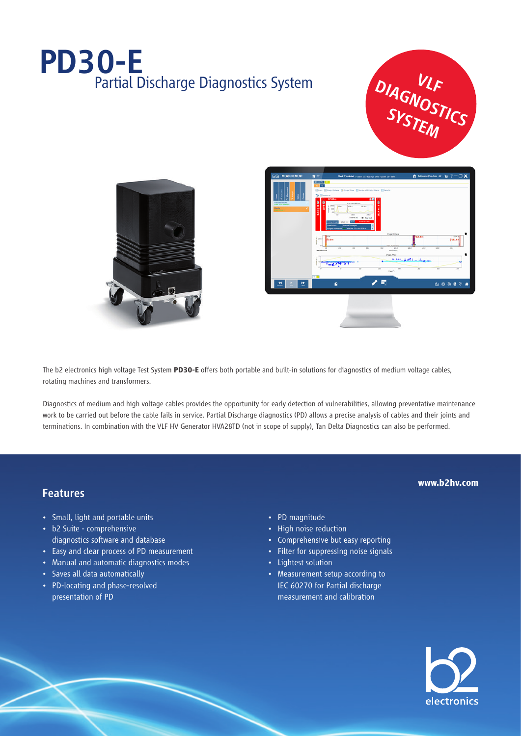# PD30-E

## Partial Discharge Diagnostics System

VLF DIAGNOSTICS SYSTEM

The b2 electronics high voltage Test System **PD30-E** offers both portable and built-in solutions for diagnostics of medium voltage cables, rotating machines and transformers.

Diagnostics of medium and high voltage cables provides the opportunity for early detection of vulnerabilities, allowing preventative maintenance work to be carried out before the cable fails in service. Partial Discharge diagnostics (PD) allows a precise analysis of cables and their joints and terminations. In combination with the VLF HV Generator HVA28TD (not in scope of supply), Tan Delta Diagnostics can also be performed.

**www.b2hv.com**

## Features

- Small, light and portable units
- b2 Suite - comprehensive diagnostics software and database
- Easy and clear process of PD measurement
- Manual and automatic diagnostics modes
- Saves all data automatically
- PD-locating and phase-resolved presentation of PD
- PD magnitude
- High noise reduction
- Comprehensive but easy reporting
- Filter for suppressing noise signals
- Lightest solution
- Measurement setup according to IEC 60270 for Partial discharge measurement and calibration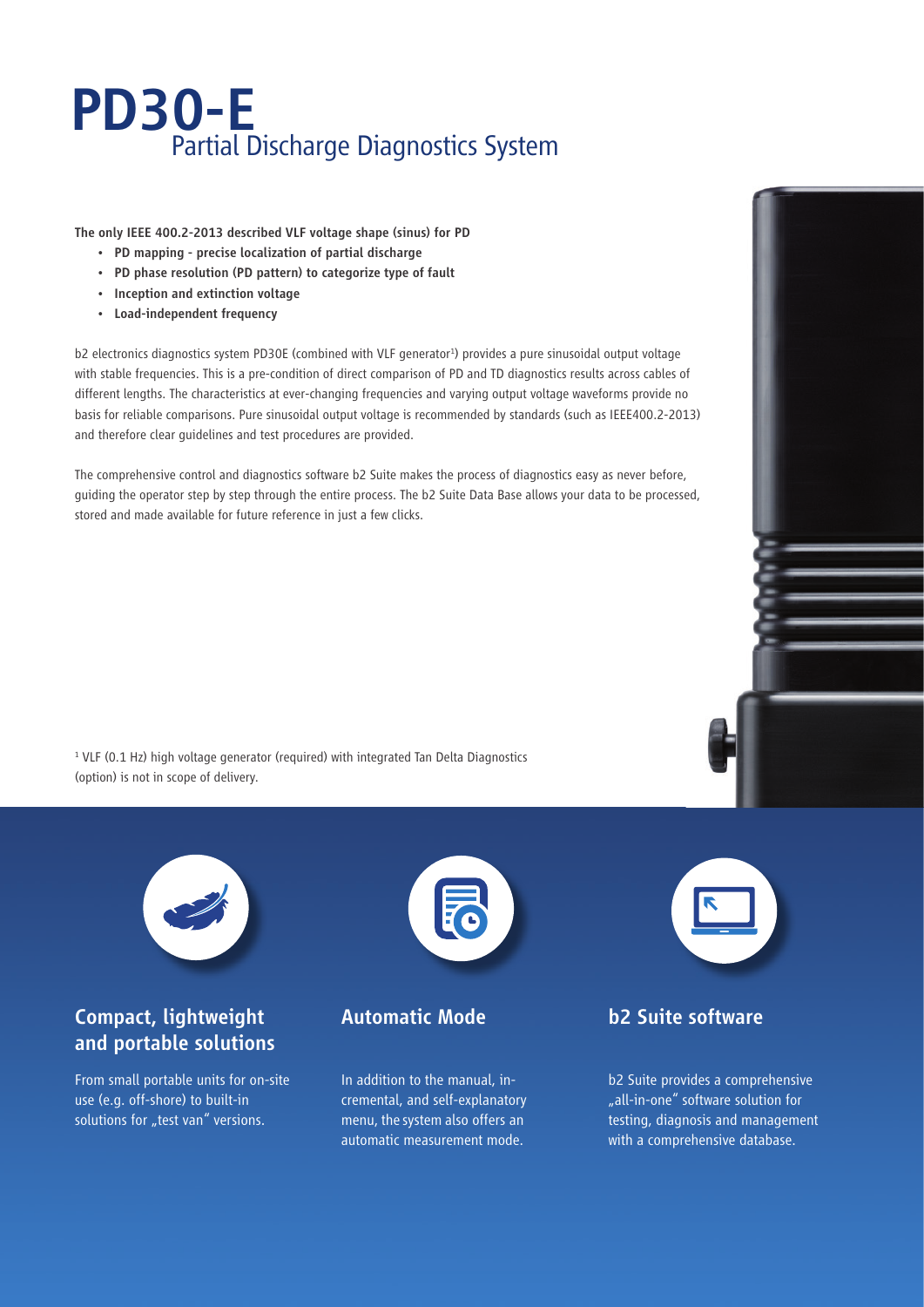# PD30-E
## Partial Discharge Diagnostics System

**The only IEEE 400.2-2013 described VLF voltage shape (sinus) for PD**

- **PD mapping - precise localization of partial discharge**
- **PD phase resolution (PD pattern) to categorize type of fault**
- **Inception and extinction voltage**
- **Load-independent frequency**

b2 electronics diagnostics system PD30E (combined with VLF generator[1]) provides a pure sinusoidal output voltage with stable frequencies. This is a pre-condition of direct comparison of PD and TD diagnostics results across cables of different lengths. The characteristics at ever-changing frequencies and varying output voltage waveforms provide no basis for reliable comparisons. Pure sinusoidal output voltage is recommended by standards (such as IEEE400.2-2013) and therefore clear guidelines and test procedures are provided.

The comprehensive control and diagnostics software b2 Suite makes the process of diagnostics easy as never before, guiding the operator step by step through the entire process. The b2 Suite Data Base allows your data to be processed, stored and made available for future reference in just a few clicks.

[1] VLF (0.1 Hz) high voltage generator (required) with integrated Tan Delta Diagnostics (option) is not in scope of delivery.

### Compact, lightweight and portable solutions

From small portable units for on-site use (e.g. off-shore) to built-in solutions for „test van" versions.

### Automatic Mode

In addition to the manual, incremental, and self-explanatory menu, the system also offers an automatic measurement mode.

### b2 Suite software

b2 Suite provides a comprehensive „all-in-one" software solution for testing, diagnosis and management with a comprehensive database.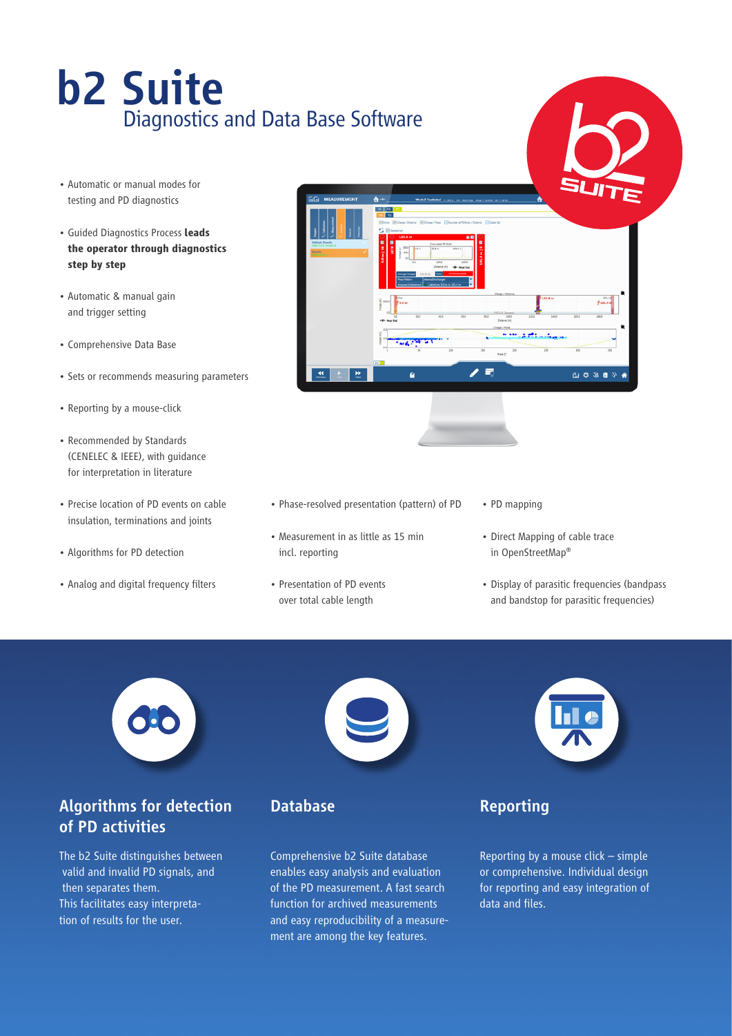# b2 Suite

## Diagnostics and Data Base Software

- Automatic or manual modes for testing and PD diagnostics
- Guided Diagnostics Process **leads the operator through diagnostics step by step**
- Automatic & manual gain and trigger setting
- Comprehensive Data Base
- Sets or recommends measuring parameters
- Reporting by a mouse-click
- Recommended by Standards (CENELEC & IEEE), with guidance for interpretation in literature
- Precise location of PD events on cable insulation, terminations and joints
- Algorithms for PD detection
- Analog and digital frequency filters
- Phase-resolved presentation (pattern) of PD
- Measurement in as little as 15 min incl. reporting
- Presentation of PD events over total cable length
- PD mapping
- Direct Mapping of cable trace in OpenStreetMap®
- Display of parasitic frequencies (bandpass and bandstop for parasitic frequencies)

### Algorithms for detection of PD activities

The b2 Suite distinguishes between valid and invalid PD signals, and then separates them. This facilitates easy interpretation of results for the user.

### Database

Comprehensive b2 Suite database enables easy analysis and evaluation of the PD measurement. A fast search function for archived measurements and easy reproducibility of a measurement are among the key features.

### Reporting

Reporting by a mouse click – simple or comprehensive. Individual design for reporting and easy integration of data and files.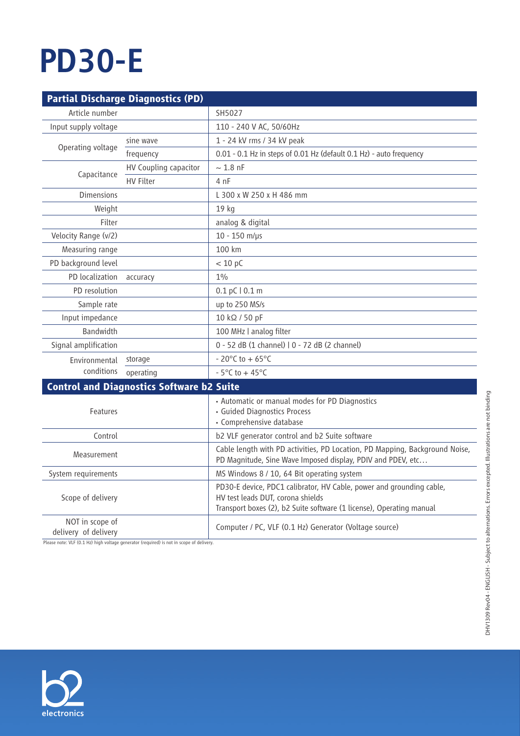# PD30-E

| Partial Discharge Diagnostics (PD) | | |
|---|---|---|
| Article number | | SH5027 |
| Input supply voltage | | 110 - 240 V AC, 50/60Hz |
| Operating voltage | sine wave | 1 - 24 kV rms / 34 kV peak |
| | frequency | 0.01 - 0.1 Hz in steps of 0.01 Hz (default 0.1 Hz) - auto frequency |
| Capacitance | HV Coupling capacitor | ~ 1.8 nF |
| | HV Filter | 4 nF |
| Dimensions | | L 300 x W 250 x H 486 mm |
| Weight | | 19 kg |
| Filter | | analog & digital |
| Velocity Range (v/2) | | 10 - 150 m/µs |
| Measuring range | | 100 km |
| PD background level | | < 10 pC |
| PD localization | accuracy | 1% |
| PD resolution | | 0.1 pC \| 0.1 m |
| Sample rate | | up to 250 MS/s |
| Input impedance | | 10 kΩ / 50 pF |
| Bandwidth | | 100 MHz \| analog filter |
| Signal amplification | | 0 - 52 dB (1 channel) \| 0 - 72 dB (2 channel) |
| Environmental conditions | storage | - 20°C to + 65°C |
| | operating | - 5°C to + 45°C |

| Control and Diagnostics Software b2 Suite | |
|---|---|
| Features | • Automatic or manual modes for PD Diagnostics<br>• Guided Diagnostics Process<br>• Comprehensive database |
| Control | b2 VLF generator control and b2 Suite software |
| Measurement | Cable length with PD activities, PD Location, PD Mapping, Background Noise, PD Magnitude, Sine Wave Imposed display, PDIV and PDEV, etc… |
| System requirements | MS Windows 8 / 10, 64 Bit operating system |
| Scope of delivery | PD30-E device, PDC1 calibrator, HV Cable, power and grounding cable, HV test leads DUT, corona shields<br>Transport boxes (2), b2 Suite software (1 license), Operating manual |
| NOT in scope of delivery of delivery | Computer / PC, VLF (0.1 Hz) Generator (Voltage source) |

Please note: VLF (0.1 Hz) high voltage generator (required) is not in scope of delivery.

DHV1309 Rev04 - ENGLISH - Subject to alternations. Errors excepted. Illustrations are not binding

b2 electronics